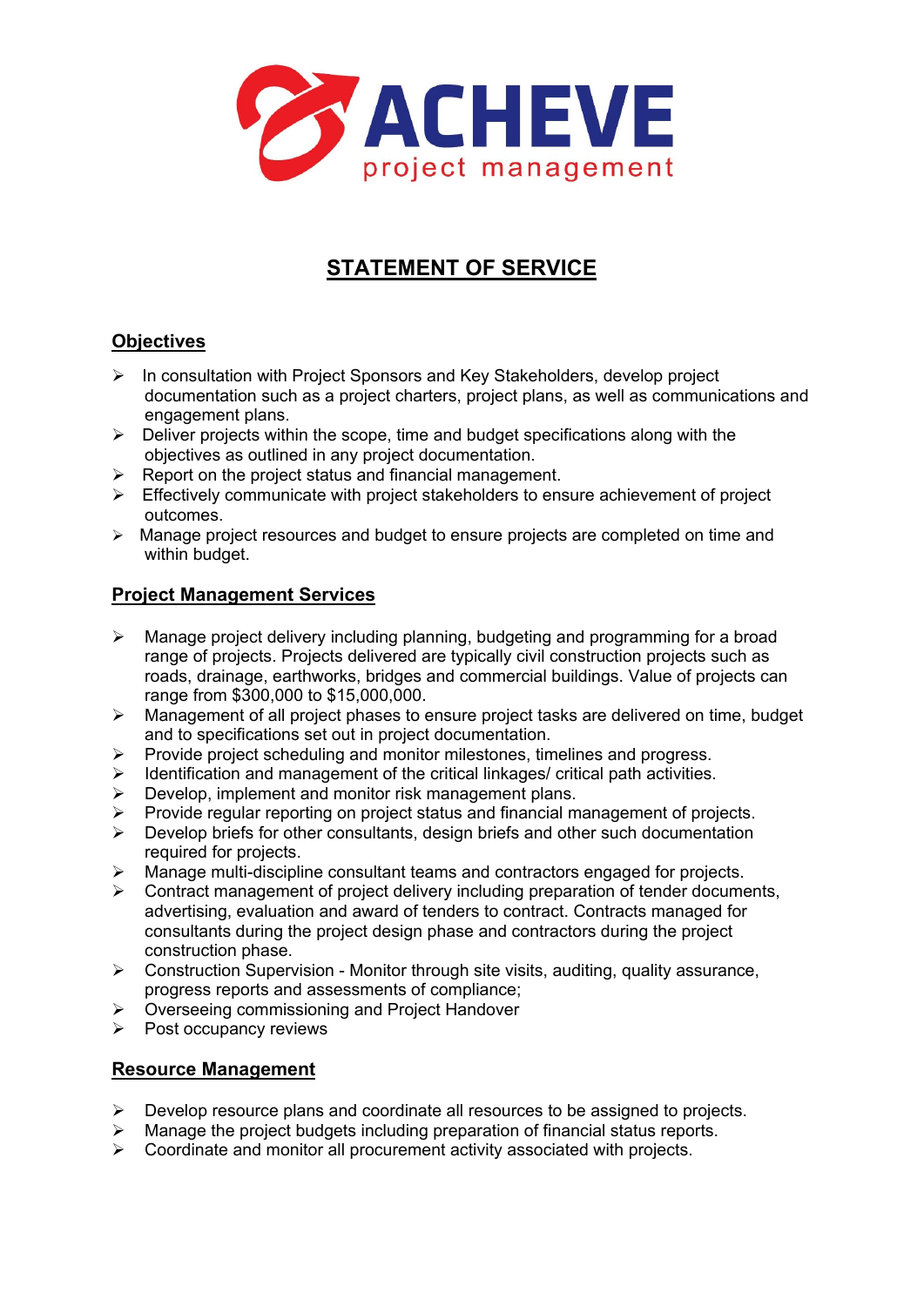ACHEVE project management

# STATEMENT OF SERVICE

## Objectives

- In consultation with Project Sponsors and Key Stakeholders, develop project documentation such as a project charters, project plans, as well as communications and engagement plans.
- Deliver projects within the scope, time and budget specifications along with the objectives as outlined in any project documentation.
- Report on the project status and financial management.
- Effectively communicate with project stakeholders to ensure achievement of project outcomes.
- Manage project resources and budget to ensure projects are completed on time and within budget.

## Project Management Services

- Manage project delivery including planning, budgeting and programming for a broad range of projects. Projects delivered are typically civil construction projects such as roads, drainage, earthworks, bridges and commercial buildings. Value of projects can range from $300,000 to $15,000,000.
- Management of all project phases to ensure project tasks are delivered on time, budget and to specifications set out in project documentation.
- Provide project scheduling and monitor milestones, timelines and progress.
- Identification and management of the critical linkages/ critical path activities.
- Develop, implement and monitor risk management plans.
- Provide regular reporting on project status and financial management of projects.
- Develop briefs for other consultants, design briefs and other such documentation required for projects.
- Manage multi-discipline consultant teams and contractors engaged for projects.
- Contract management of project delivery including preparation of tender documents, advertising, evaluation and award of tenders to contract. Contracts managed for consultants during the project design phase and contractors during the project construction phase.
- Construction Supervision - Monitor through site visits, auditing, quality assurance, progress reports and assessments of compliance;
- Overseeing commissioning and Project Handover
- Post occupancy reviews

## Resource Management

- Develop resource plans and coordinate all resources to be assigned to projects.
- Manage the project budgets including preparation of financial status reports.
- Coordinate and monitor all procurement activity associated with projects.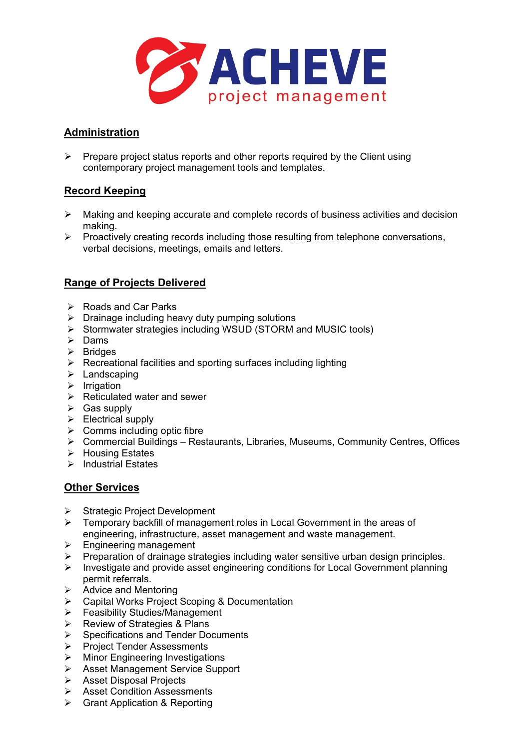# ACHEVE project management

## Administration

- Prepare project status reports and other reports required by the Client using contemporary project management tools and templates.

## Record Keeping

- Making and keeping accurate and complete records of business activities and decision making.
- Proactively creating records including those resulting from telephone conversations, verbal decisions, meetings, emails and letters.

## Range of Projects Delivered

- Roads and Car Parks
- Drainage including heavy duty pumping solutions
- Stormwater strategies including WSUD (STORM and MUSIC tools)
- Dams
- Bridges
- Recreational facilities and sporting surfaces including lighting
- Landscaping
- Irrigation
- Reticulated water and sewer
- Gas supply
- Electrical supply
- Comms including optic fibre
- Commercial Buildings – Restaurants, Libraries, Museums, Community Centres, Offices
- Housing Estates
- Industrial Estates

## Other Services

- Strategic Project Development
- Temporary backfill of management roles in Local Government in the areas of engineering, infrastructure, asset management and waste management.
- Engineering management
- Preparation of drainage strategies including water sensitive urban design principles.
- Investigate and provide asset engineering conditions for Local Government planning permit referrals.
- Advice and Mentoring
- Capital Works Project Scoping & Documentation
- Feasibility Studies/Management
- Review of Strategies & Plans
- Specifications and Tender Documents
- Project Tender Assessments
- Minor Engineering Investigations
- Asset Management Service Support
- Asset Disposal Projects
- Asset Condition Assessments
- Grant Application & Reporting